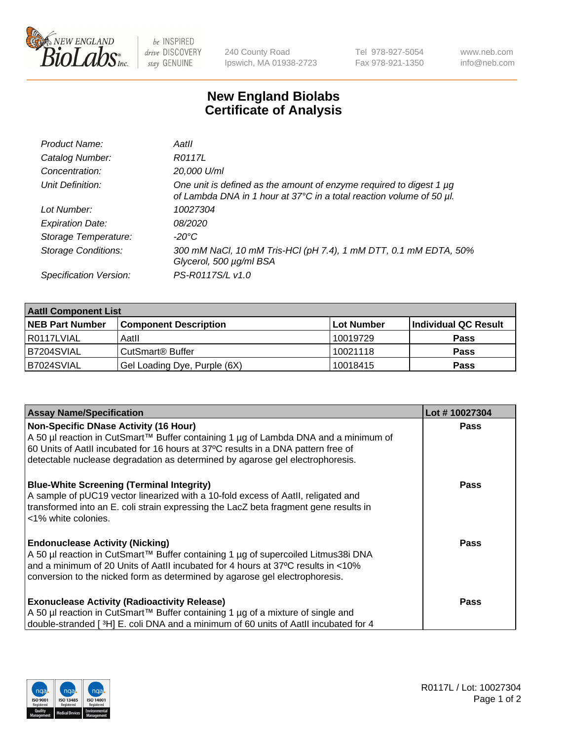New England BioLabs Inc. — be INSPIRED drive DISCOVERY stay GENUINE

240 County Road
Ipswich, MA 01938-2723

Tel 978-927-5054
Fax 978-921-1350

www.neb.com
info@neb.com

# New England Biolabs
# Certificate of Analysis

| | |
|---|---|
| *Product Name:* | *AatII* |
| *Catalog Number:* | *R0117L* |
| *Concentration:* | *20,000 U/ml* |
| *Unit Definition:* | *One unit is defined as the amount of enzyme required to digest 1 µg of Lambda DNA in 1 hour at 37°C in a total reaction volume of 50 µl.* |
| *Lot Number:* | *10027304* |
| *Expiration Date:* | *08/2020* |
| *Storage Temperature:* | *-20°C* |
| *Storage Conditions:* | *300 mM NaCl, 10 mM Tris-HCl (pH 7.4), 1 mM DTT, 0.1 mM EDTA, 50% Glycerol, 500 µg/ml BSA* |
| *Specification Version:* | *PS-R0117S/L v1.0* |

| **AatII Component List** | | | |
|---|---|---|---|
| **NEB Part Number** | **Component Description** | **Lot Number** | **Individual QC Result** |
| R0117LVIAL | AatII | 10019729 | **Pass** |
| B7204SVIAL | CutSmart® Buffer | 10021118 | **Pass** |
| B7024SVIAL | Gel Loading Dye, Purple (6X) | 10018415 | **Pass** |

| **Assay Name/Specification** | **Lot # 10027304** |
|---|---|
| **Non-Specific DNase Activity (16 Hour)** A 50 µl reaction in CutSmart™ Buffer containing 1 µg of Lambda DNA and a minimum of 60 Units of AatII incubated for 16 hours at 37ºC results in a DNA pattern free of detectable nuclease degradation as determined by agarose gel electrophoresis. | **Pass** |
| **Blue-White Screening (Terminal Integrity)** A sample of pUC19 vector linearized with a 10-fold excess of AatII, religated and transformed into an E. coli strain expressing the LacZ beta fragment gene results in <1% white colonies. | **Pass** |
| **Endonuclease Activity (Nicking)** A 50 µl reaction in CutSmart™ Buffer containing 1 µg of supercoiled Litmus38i DNA and a minimum of 20 Units of AatII incubated for 4 hours at 37ºC results in <10% conversion to the nicked form as determined by agarose gel electrophoresis. | **Pass** |
| **Exonuclease Activity (Radioactivity Release)** A 50 µl reaction in CutSmart™ Buffer containing 1 µg of a mixture of single and double-stranded [ $^{3}$H] E. coli DNA and a minimum of 60 units of AatII incubated for 4 | **Pass** |

R0117L / Lot: 10027304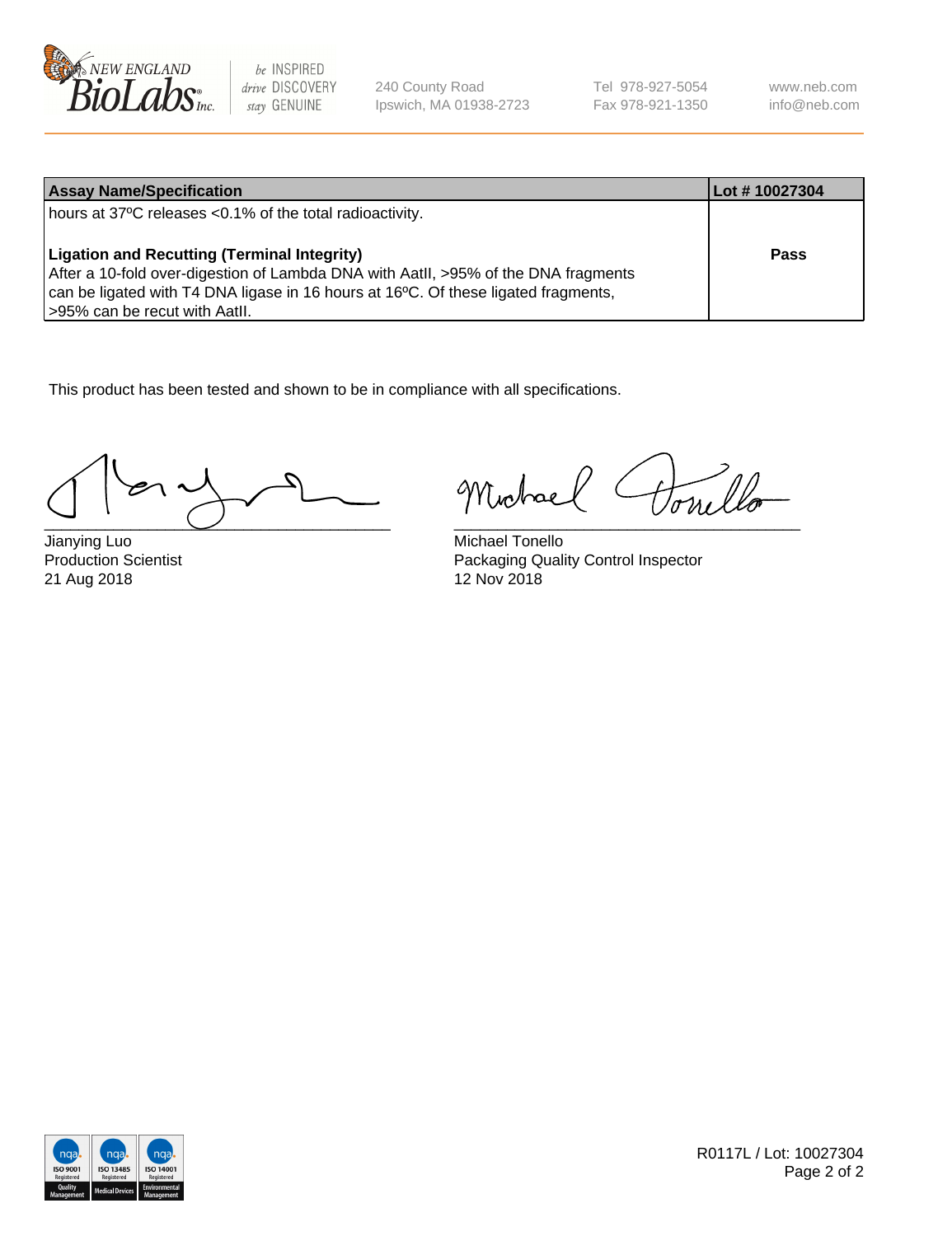| Assay Name/Specification | Lot # 10027304 |
|---|---|
| hours at 37ºC releases <0.1% of the total radioactivity. | |
| **Ligation and Recutting (Terminal Integrity)**<br>After a 10-fold over-digestion of Lambda DNA with AatII, >95% of the DNA fragments can be ligated with T4 DNA ligase in 16 hours at 16ºC. Of these ligated fragments, >95% can be recut with AatII. | **Pass** |

This product has been tested and shown to be in compliance with all specifications.

Jianying Luo
Production Scientist
21 Aug 2018

Michael Tonello
Packaging Quality Control Inspector
12 Nov 2018

R0117L / Lot: 10027304